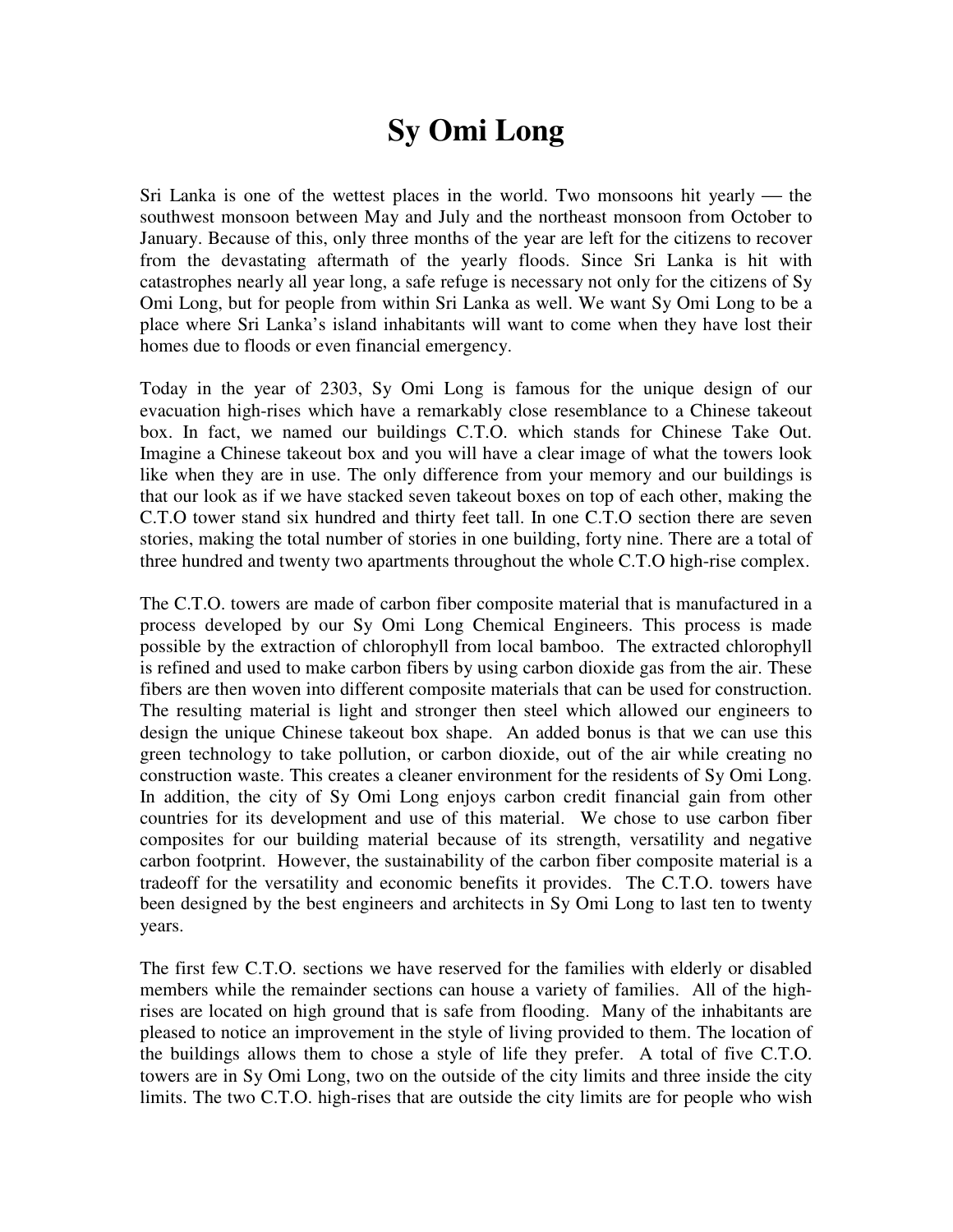# Sy Omi Long

Sri Lanka is one of the wettest places in the world. Two monsoons hit yearly — the southwest monsoon between May and July and the northeast monsoon from October to January. Because of this, only three months of the year are left for the citizens to recover from the devastating aftermath of the yearly floods. Since Sri Lanka is hit with catastrophes nearly all year long, a safe refuge is necessary not only for the citizens of Sy Omi Long, but for people from within Sri Lanka as well. We want Sy Omi Long to be a place where Sri Lanka's island inhabitants will want to come when they have lost their homes due to floods or even financial emergency.

Today in the year of 2303, Sy Omi Long is famous for the unique design of our evacuation high-rises which have a remarkably close resemblance to a Chinese takeout box. In fact, we named our buildings C.T.O. which stands for Chinese Take Out. Imagine a Chinese takeout box and you will have a clear image of what the towers look like when they are in use. The only difference from your memory and our buildings is that our look as if we have stacked seven takeout boxes on top of each other, making the C.T.O tower stand six hundred and thirty feet tall. In one C.T.O section there are seven stories, making the total number of stories in one building, forty nine. There are a total of three hundred and twenty two apartments throughout the whole C.T.O high-rise complex.

The C.T.O. towers are made of carbon fiber composite material that is manufactured in a process developed by our Sy Omi Long Chemical Engineers. This process is made possible by the extraction of chlorophyll from local bamboo. The extracted chlorophyll is refined and used to make carbon fibers by using carbon dioxide gas from the air. These fibers are then woven into different composite materials that can be used for construction. The resulting material is light and stronger then steel which allowed our engineers to design the unique Chinese takeout box shape. An added bonus is that we can use this green technology to take pollution, or carbon dioxide, out of the air while creating no construction waste. This creates a cleaner environment for the residents of Sy Omi Long. In addition, the city of Sy Omi Long enjoys carbon credit financial gain from other countries for its development and use of this material. We chose to use carbon fiber composites for our building material because of its strength, versatility and negative carbon footprint. However, the sustainability of the carbon fiber composite material is a tradeoff for the versatility and economic benefits it provides. The C.T.O. towers have been designed by the best engineers and architects in Sy Omi Long to last ten to twenty years.

The first few C.T.O. sections we have reserved for the families with elderly or disabled members while the remainder sections can house a variety of families. All of the high-rises are located on high ground that is safe from flooding. Many of the inhabitants are pleased to notice an improvement in the style of living provided to them. The location of the buildings allows them to chose a style of life they prefer. A total of five C.T.O. towers are in Sy Omi Long, two on the outside of the city limits and three inside the city limits. The two C.T.O. high-rises that are outside the city limits are for people who wish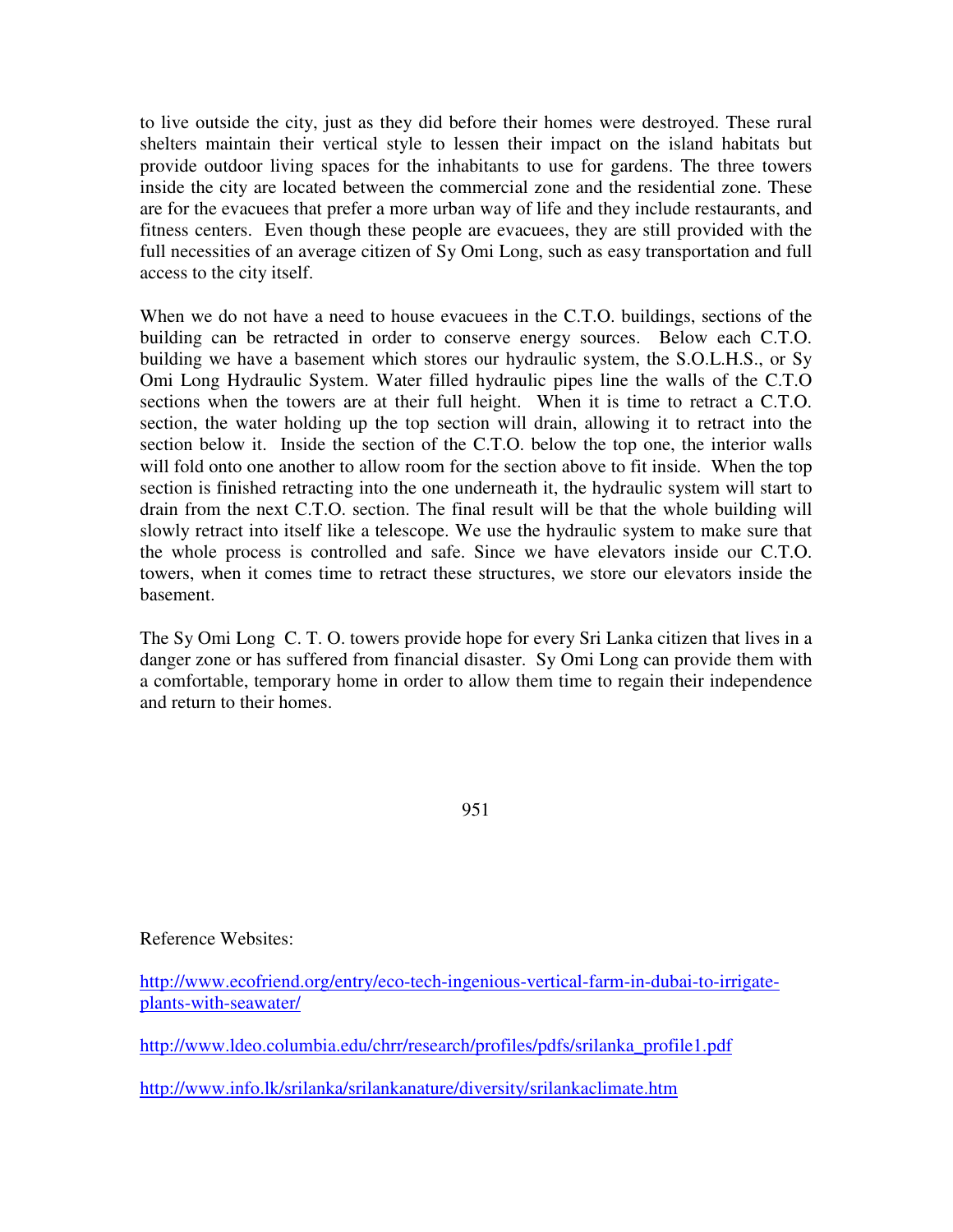to live outside the city, just as they did before their homes were destroyed. These rural shelters maintain their vertical style to lessen their impact on the island habitats but provide outdoor living spaces for the inhabitants to use for gardens. The three towers inside the city are located between the commercial zone and the residential zone. These are for the evacuees that prefer a more urban way of life and they include restaurants, and fitness centers. Even though these people are evacuees, they are still provided with the full necessities of an average citizen of Sy Omi Long, such as easy transportation and full access to the city itself.

When we do not have a need to house evacuees in the C.T.O. buildings, sections of the building can be retracted in order to conserve energy sources. Below each C.T.O. building we have a basement which stores our hydraulic system, the S.O.L.H.S., or Sy Omi Long Hydraulic System. Water filled hydraulic pipes line the walls of the C.T.O sections when the towers are at their full height. When it is time to retract a C.T.O. section, the water holding up the top section will drain, allowing it to retract into the section below it. Inside the section of the C.T.O. below the top one, the interior walls will fold onto one another to allow room for the section above to fit inside. When the top section is finished retracting into the one underneath it, the hydraulic system will start to drain from the next C.T.O. section. The final result will be that the whole building will slowly retract into itself like a telescope. We use the hydraulic system to make sure that the whole process is controlled and safe. Since we have elevators inside our C.T.O. towers, when it comes time to retract these structures, we store our elevators inside the basement.

The Sy Omi Long C. T. O. towers provide hope for every Sri Lanka citizen that lives in a danger zone or has suffered from financial disaster. Sy Omi Long can provide them with a comfortable, temporary home in order to allow them time to regain their independence and return to their homes.

951

Reference Websites:

http://www.ecofriend.org/entry/eco-tech-ingenious-vertical-farm-in-dubai-to-irrigate-plants-with-seawater/

http://www.ldeo.columbia.edu/chrr/research/profiles/pdfs/srilanka_profile1.pdf

http://www.info.lk/srilanka/srilankanature/diversity/srilankaclimate.htm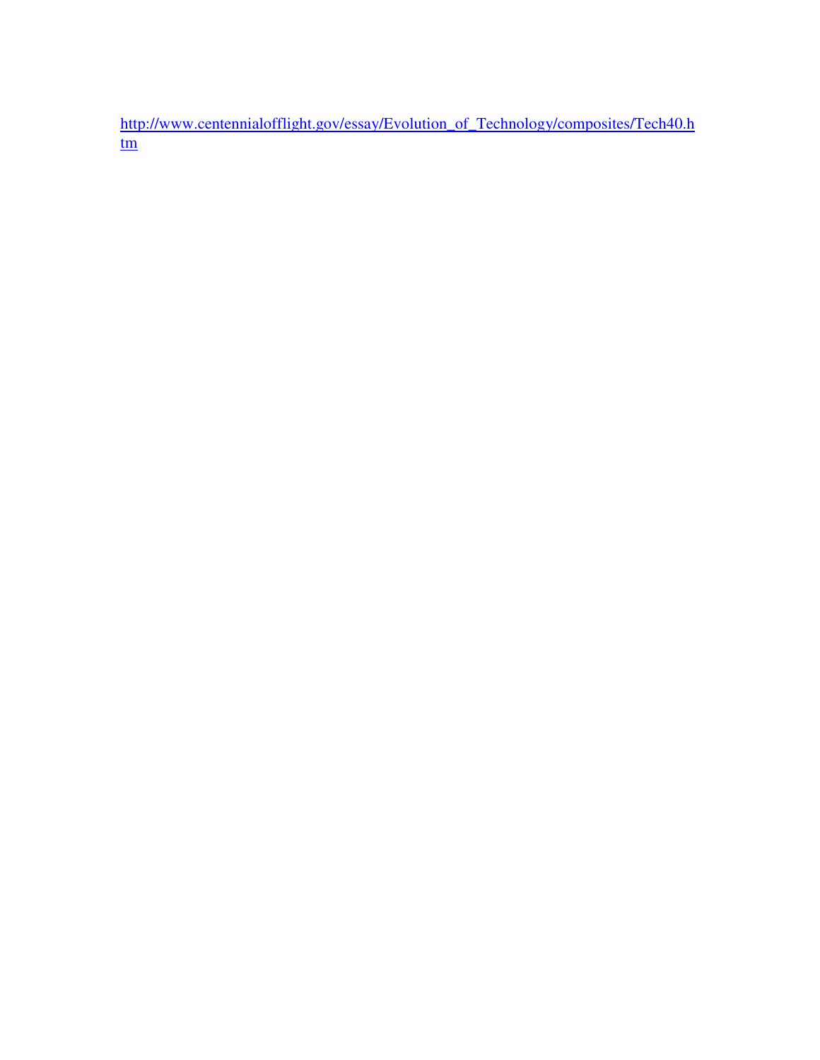http://www.centennialofflight.gov/essay/Evolution_of_Technology/composites/Tech40.htm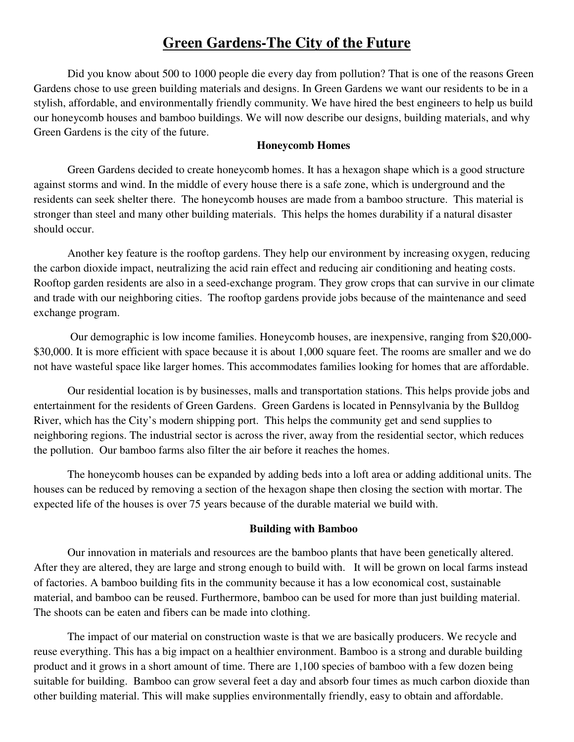# Green Gardens-The City of the Future

Did you know about 500 to 1000 people die every day from pollution? That is one of the reasons Green Gardens chose to use green building materials and designs. In Green Gardens we want our residents to be in a stylish, affordable, and environmentally friendly community. We have hired the best engineers to help us build our honeycomb houses and bamboo buildings. We will now describe our designs, building materials, and why Green Gardens is the city of the future.

### Honeycomb Homes

Green Gardens decided to create honeycomb homes. It has a hexagon shape which is a good structure against storms and wind. In the middle of every house there is a safe zone, which is underground and the residents can seek shelter there. The honeycomb houses are made from a bamboo structure. This material is stronger than steel and many other building materials. This helps the homes durability if a natural disaster should occur.

Another key feature is the rooftop gardens. They help our environment by increasing oxygen, reducing the carbon dioxide impact, neutralizing the acid rain effect and reducing air conditioning and heating costs. Rooftop garden residents are also in a seed-exchange program. They grow crops that can survive in our climate and trade with our neighboring cities. The rooftop gardens provide jobs because of the maintenance and seed exchange program.

Our demographic is low income families. Honeycomb houses, are inexpensive, ranging from $20,000-$30,000. It is more efficient with space because it is about 1,000 square feet. The rooms are smaller and we do not have wasteful space like larger homes. This accommodates families looking for homes that are affordable.

Our residential location is by businesses, malls and transportation stations. This helps provide jobs and entertainment for the residents of Green Gardens. Green Gardens is located in Pennsylvania by the Bulldog River, which has the City's modern shipping port. This helps the community get and send supplies to neighboring regions. The industrial sector is across the river, away from the residential sector, which reduces the pollution. Our bamboo farms also filter the air before it reaches the homes.

The honeycomb houses can be expanded by adding beds into a loft area or adding additional units. The houses can be reduced by removing a section of the hexagon shape then closing the section with mortar. The expected life of the houses is over 75 years because of the durable material we build with.

### Building with Bamboo

Our innovation in materials and resources are the bamboo plants that have been genetically altered. After they are altered, they are large and strong enough to build with. It will be grown on local farms instead of factories. A bamboo building fits in the community because it has a low economical cost, sustainable material, and bamboo can be reused. Furthermore, bamboo can be used for more than just building material. The shoots can be eaten and fibers can be made into clothing.

The impact of our material on construction waste is that we are basically producers. We recycle and reuse everything. This has a big impact on a healthier environment. Bamboo is a strong and durable building product and it grows in a short amount of time. There are 1,100 species of bamboo with a few dozen being suitable for building. Bamboo can grow several feet a day and absorb four times as much carbon dioxide than other building material. This will make supplies environmentally friendly, easy to obtain and affordable.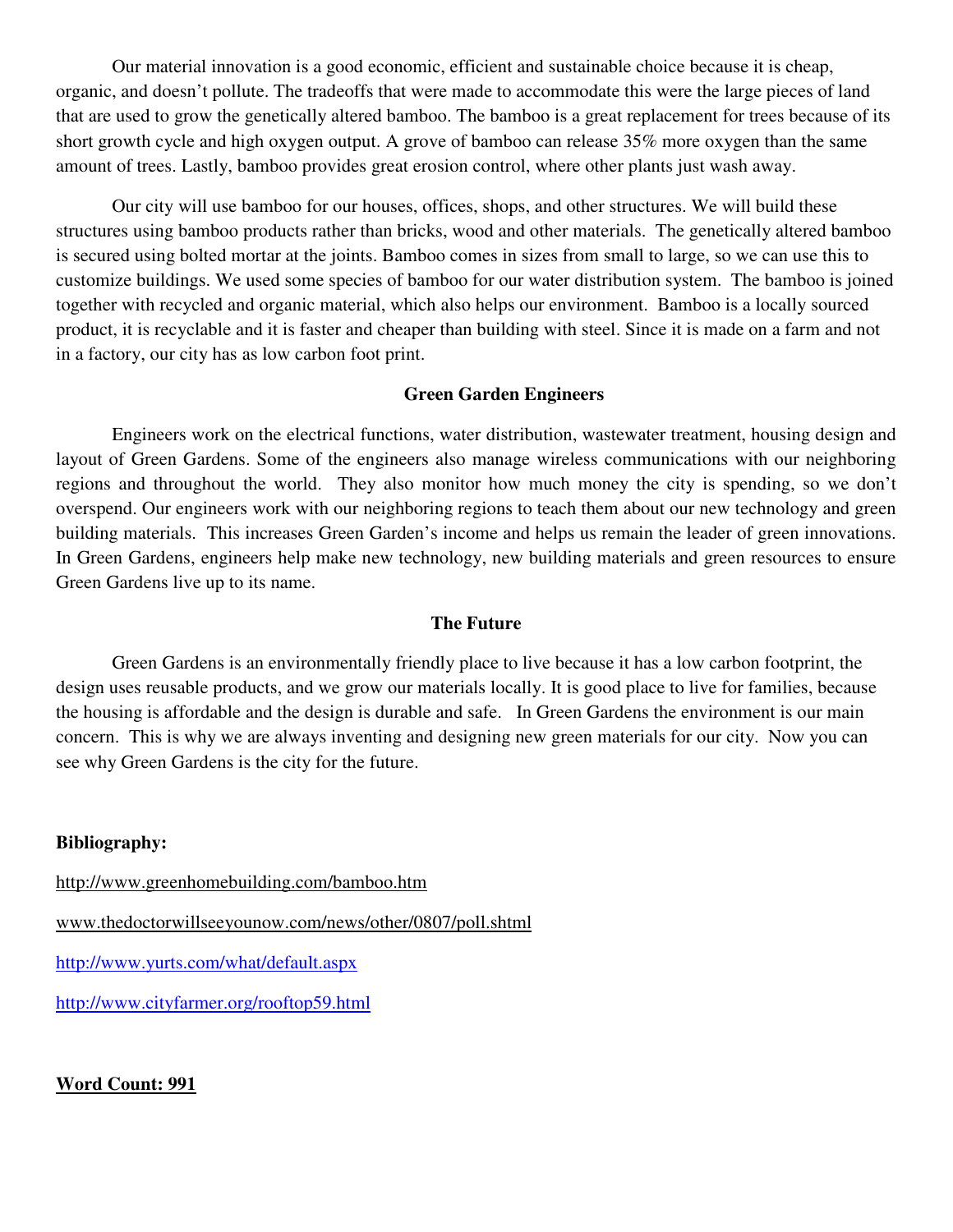Our material innovation is a good economic, efficient and sustainable choice because it is cheap, organic, and doesn't pollute. The tradeoffs that were made to accommodate this were the large pieces of land that are used to grow the genetically altered bamboo. The bamboo is a great replacement for trees because of its short growth cycle and high oxygen output. A grove of bamboo can release 35% more oxygen than the same amount of trees. Lastly, bamboo provides great erosion control, where other plants just wash away.

Our city will use bamboo for our houses, offices, shops, and other structures. We will build these structures using bamboo products rather than bricks, wood and other materials. The genetically altered bamboo is secured using bolted mortar at the joints. Bamboo comes in sizes from small to large, so we can use this to customize buildings. We used some species of bamboo for our water distribution system. The bamboo is joined together with recycled and organic material, which also helps our environment. Bamboo is a locally sourced product, it is recyclable and it is faster and cheaper than building with steel. Since it is made on a farm and not in a factory, our city has as low carbon foot print.

**Green Garden Engineers**

Engineers work on the electrical functions, water distribution, wastewater treatment, housing design and layout of Green Gardens. Some of the engineers also manage wireless communications with our neighboring regions and throughout the world. They also monitor how much money the city is spending, so we don't overspend. Our engineers work with our neighboring regions to teach them about our new technology and green building materials. This increases Green Garden's income and helps us remain the leader of green innovations. In Green Gardens, engineers help make new technology, new building materials and green resources to ensure Green Gardens live up to its name.

**The Future**

Green Gardens is an environmentally friendly place to live because it has a low carbon footprint, the design uses reusable products, and we grow our materials locally. It is good place to live for families, because the housing is affordable and the design is durable and safe. In Green Gardens the environment is our main concern. This is why we are always inventing and designing new green materials for our city. Now you can see why Green Gardens is the city for the future.

**Bibliography:**

http://www.greenhomebuilding.com/bamboo.htm

www.thedoctorwillseeyounow.com/news/other/0807/poll.shtml

http://www.yurts.com/what/default.aspx

http://www.cityfarmer.org/rooftop59.html

**Word Count: 991**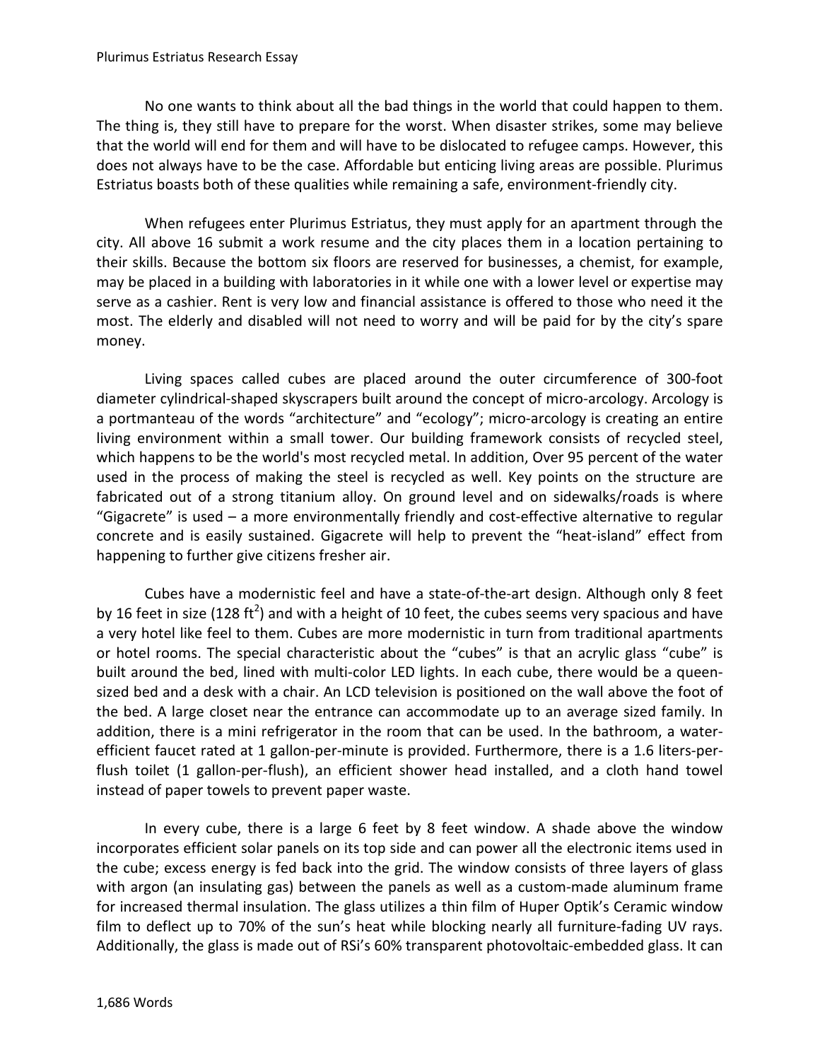No one wants to think about all the bad things in the world that could happen to them. The thing is, they still have to prepare for the worst. When disaster strikes, some may believe that the world will end for them and will have to be dislocated to refugee camps. However, this does not always have to be the case. Affordable but enticing living areas are possible. Plurimus Estriatus boasts both of these qualities while remaining a safe, environment-friendly city.

When refugees enter Plurimus Estriatus, they must apply for an apartment through the city. All above 16 submit a work resume and the city places them in a location pertaining to their skills. Because the bottom six floors are reserved for businesses, a chemist, for example, may be placed in a building with laboratories in it while one with a lower level or expertise may serve as a cashier. Rent is very low and financial assistance is offered to those who need it the most. The elderly and disabled will not need to worry and will be paid for by the city's spare money.

Living spaces called cubes are placed around the outer circumference of 300-foot diameter cylindrical-shaped skyscrapers built around the concept of micro-arcology. Arcology is a portmanteau of the words "architecture" and "ecology"; micro-arcology is creating an entire living environment within a small tower. Our building framework consists of recycled steel, which happens to be the world's most recycled metal. In addition, Over 95 percent of the water used in the process of making the steel is recycled as well. Key points on the structure are fabricated out of a strong titanium alloy. On ground level and on sidewalks/roads is where "Gigacrete" is used – a more environmentally friendly and cost-effective alternative to regular concrete and is easily sustained. Gigacrete will help to prevent the "heat-island" effect from happening to further give citizens fresher air.

Cubes have a modernistic feel and have a state-of-the-art design. Although only 8 feet by 16 feet in size (128 $ft^2$) and with a height of 10 feet, the cubes seems very spacious and have a very hotel like feel to them. Cubes are more modernistic in turn from traditional apartments or hotel rooms. The special characteristic about the "cubes" is that an acrylic glass "cube" is built around the bed, lined with multi-color LED lights. In each cube, there would be a queen-sized bed and a desk with a chair. An LCD television is positioned on the wall above the foot of the bed. A large closet near the entrance can accommodate up to an average sized family. In addition, there is a mini refrigerator in the room that can be used. In the bathroom, a water-efficient faucet rated at 1 gallon-per-minute is provided. Furthermore, there is a 1.6 liters-per-flush toilet (1 gallon-per-flush), an efficient shower head installed, and a cloth hand towel instead of paper towels to prevent paper waste.

In every cube, there is a large 6 feet by 8 feet window. A shade above the window incorporates efficient solar panels on its top side and can power all the electronic items used in the cube; excess energy is fed back into the grid. The window consists of three layers of glass with argon (an insulating gas) between the panels as well as a custom-made aluminum frame for increased thermal insulation. The glass utilizes a thin film of Huper Optik's Ceramic window film to deflect up to 70% of the sun's heat while blocking nearly all furniture-fading UV rays. Additionally, the glass is made out of RSi's 60% transparent photovoltaic-embedded glass. It can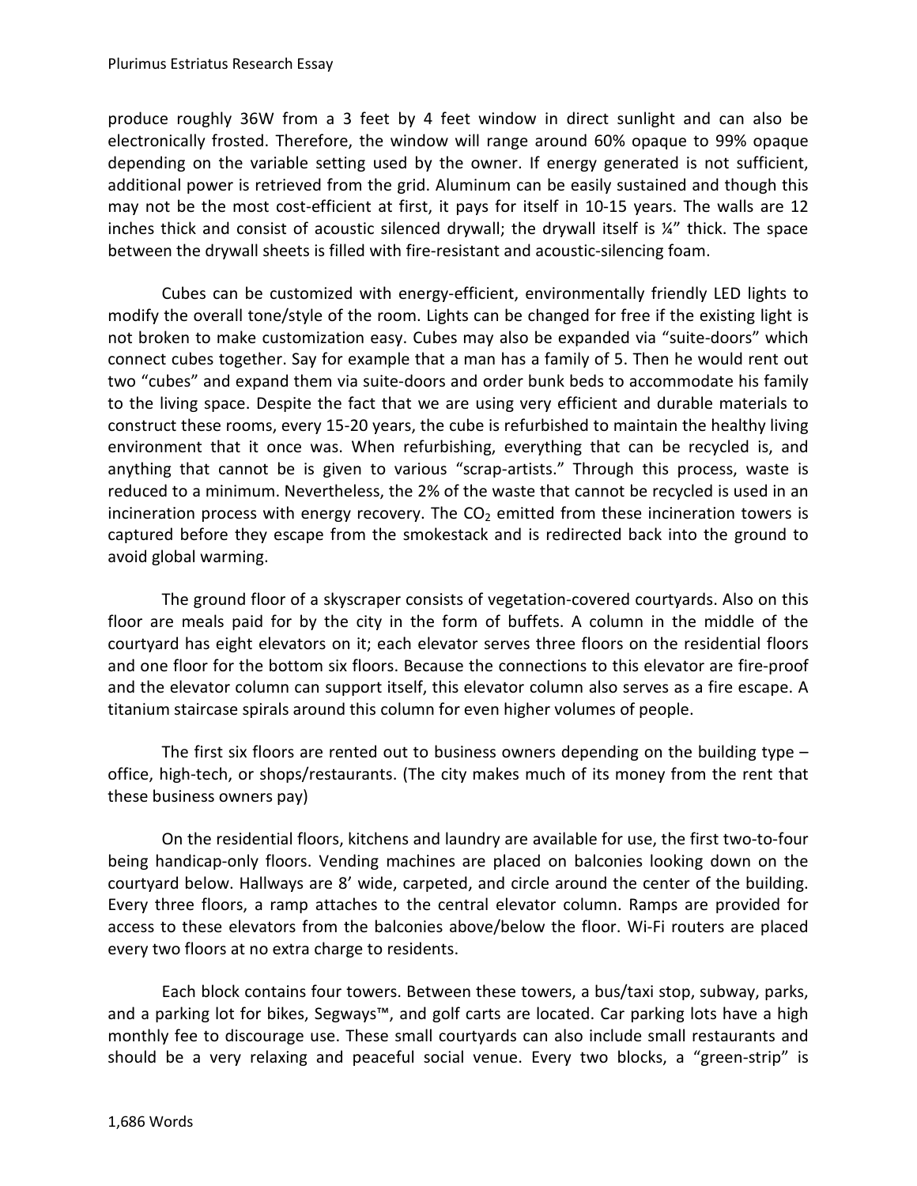produce roughly 36W from a 3 feet by 4 feet window in direct sunlight and can also be electronically frosted. Therefore, the window will range around 60% opaque to 99% opaque depending on the variable setting used by the owner. If energy generated is not sufficient, additional power is retrieved from the grid. Aluminum can be easily sustained and though this may not be the most cost-efficient at first, it pays for itself in 10-15 years. The walls are 12 inches thick and consist of acoustic silenced drywall; the drywall itself is ¼" thick. The space between the drywall sheets is filled with fire-resistant and acoustic-silencing foam.

Cubes can be customized with energy-efficient, environmentally friendly LED lights to modify the overall tone/style of the room. Lights can be changed for free if the existing light is not broken to make customization easy. Cubes may also be expanded via "suite-doors" which connect cubes together. Say for example that a man has a family of 5. Then he would rent out two "cubes" and expand them via suite-doors and order bunk beds to accommodate his family to the living space. Despite the fact that we are using very efficient and durable materials to construct these rooms, every 15-20 years, the cube is refurbished to maintain the healthy living environment that it once was. When refurbishing, everything that can be recycled is, and anything that cannot be is given to various "scrap-artists." Through this process, waste is reduced to a minimum. Nevertheless, the 2% of the waste that cannot be recycled is used in an incineration process with energy recovery. The $CO_2$ emitted from these incineration towers is captured before they escape from the smokestack and is redirected back into the ground to avoid global warming.

The ground floor of a skyscraper consists of vegetation-covered courtyards. Also on this floor are meals paid for by the city in the form of buffets. A column in the middle of the courtyard has eight elevators on it; each elevator serves three floors on the residential floors and one floor for the bottom six floors. Because the connections to this elevator are fire-proof and the elevator column can support itself, this elevator column also serves as a fire escape. A titanium staircase spirals around this column for even higher volumes of people.

The first six floors are rented out to business owners depending on the building type – office, high-tech, or shops/restaurants. (The city makes much of its money from the rent that these business owners pay)

On the residential floors, kitchens and laundry are available for use, the first two-to-four being handicap-only floors. Vending machines are placed on balconies looking down on the courtyard below. Hallways are 8' wide, carpeted, and circle around the center of the building. Every three floors, a ramp attaches to the central elevator column. Ramps are provided for access to these elevators from the balconies above/below the floor. Wi-Fi routers are placed every two floors at no extra charge to residents.

Each block contains four towers. Between these towers, a bus/taxi stop, subway, parks, and a parking lot for bikes, Segways™, and golf carts are located. Car parking lots have a high monthly fee to discourage use. These small courtyards can also include small restaurants and should be a very relaxing and peaceful social venue. Every two blocks, a "green-strip" is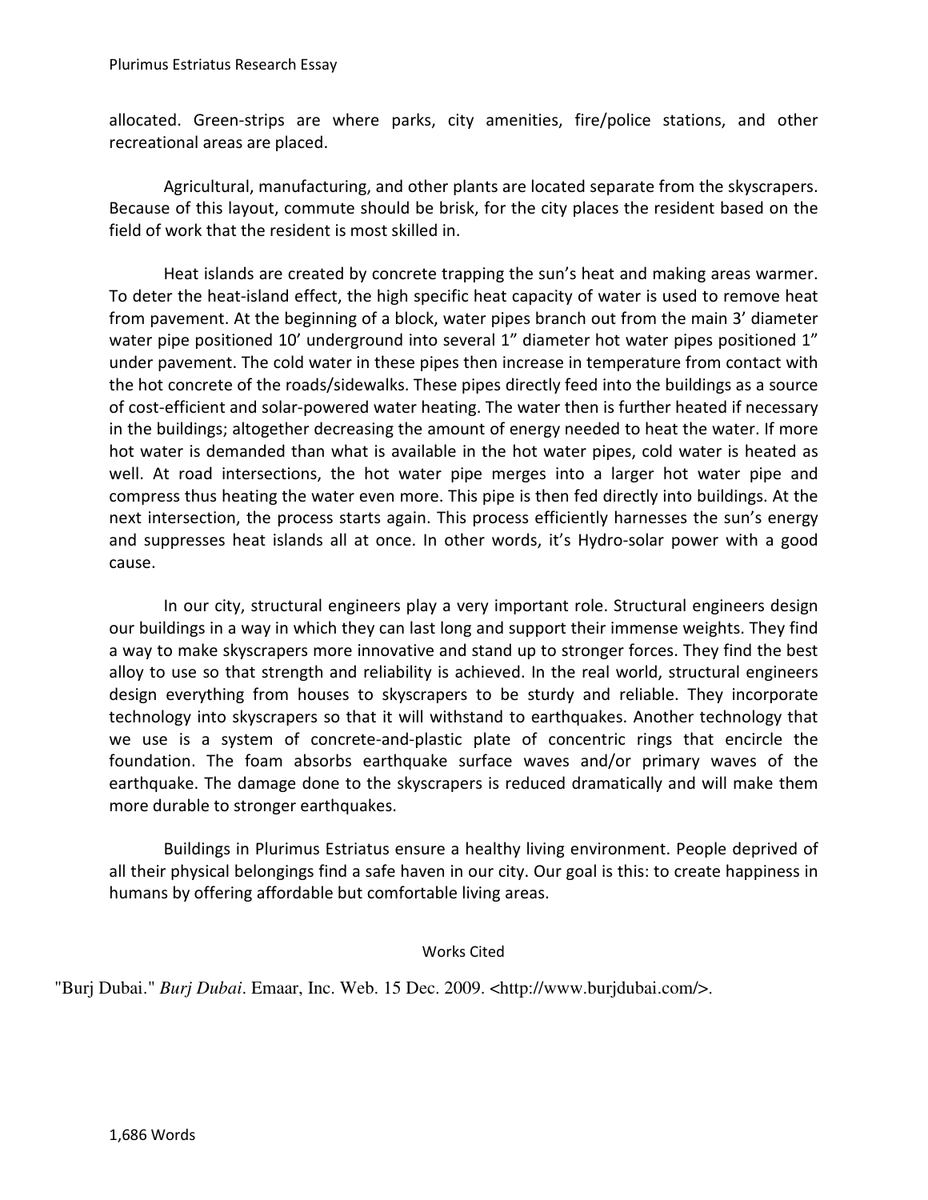allocated. Green-strips are where parks, city amenities, fire/police stations, and other recreational areas are placed.

Agricultural, manufacturing, and other plants are located separate from the skyscrapers. Because of this layout, commute should be brisk, for the city places the resident based on the field of work that the resident is most skilled in.

Heat islands are created by concrete trapping the sun's heat and making areas warmer. To deter the heat-island effect, the high specific heat capacity of water is used to remove heat from pavement. At the beginning of a block, water pipes branch out from the main 3' diameter water pipe positioned 10' underground into several 1" diameter hot water pipes positioned 1" under pavement. The cold water in these pipes then increase in temperature from contact with the hot concrete of the roads/sidewalks. These pipes directly feed into the buildings as a source of cost-efficient and solar-powered water heating. The water then is further heated if necessary in the buildings; altogether decreasing the amount of energy needed to heat the water. If more hot water is demanded than what is available in the hot water pipes, cold water is heated as well. At road intersections, the hot water pipe merges into a larger hot water pipe and compress thus heating the water even more. This pipe is then fed directly into buildings. At the next intersection, the process starts again. This process efficiently harnesses the sun's energy and suppresses heat islands all at once. In other words, it's Hydro-solar power with a good cause.

In our city, structural engineers play a very important role. Structural engineers design our buildings in a way in which they can last long and support their immense weights. They find a way to make skyscrapers more innovative and stand up to stronger forces. They find the best alloy to use so that strength and reliability is achieved. In the real world, structural engineers design everything from houses to skyscrapers to be sturdy and reliable. They incorporate technology into skyscrapers so that it will withstand to earthquakes. Another technology that we use is a system of concrete-and-plastic plate of concentric rings that encircle the foundation. The foam absorbs earthquake surface waves and/or primary waves of the earthquake. The damage done to the skyscrapers is reduced dramatically and will make them more durable to stronger earthquakes.

Buildings in Plurimus Estriatus ensure a healthy living environment. People deprived of all their physical belongings find a safe haven in our city. Our goal is this: to create happiness in humans by offering affordable but comfortable living areas.

## Works Cited

"Burj Dubai." *Burj Dubai*. Emaar, Inc. Web. 15 Dec. 2009. <http://www.burjdubai.com/>.

1,686 Words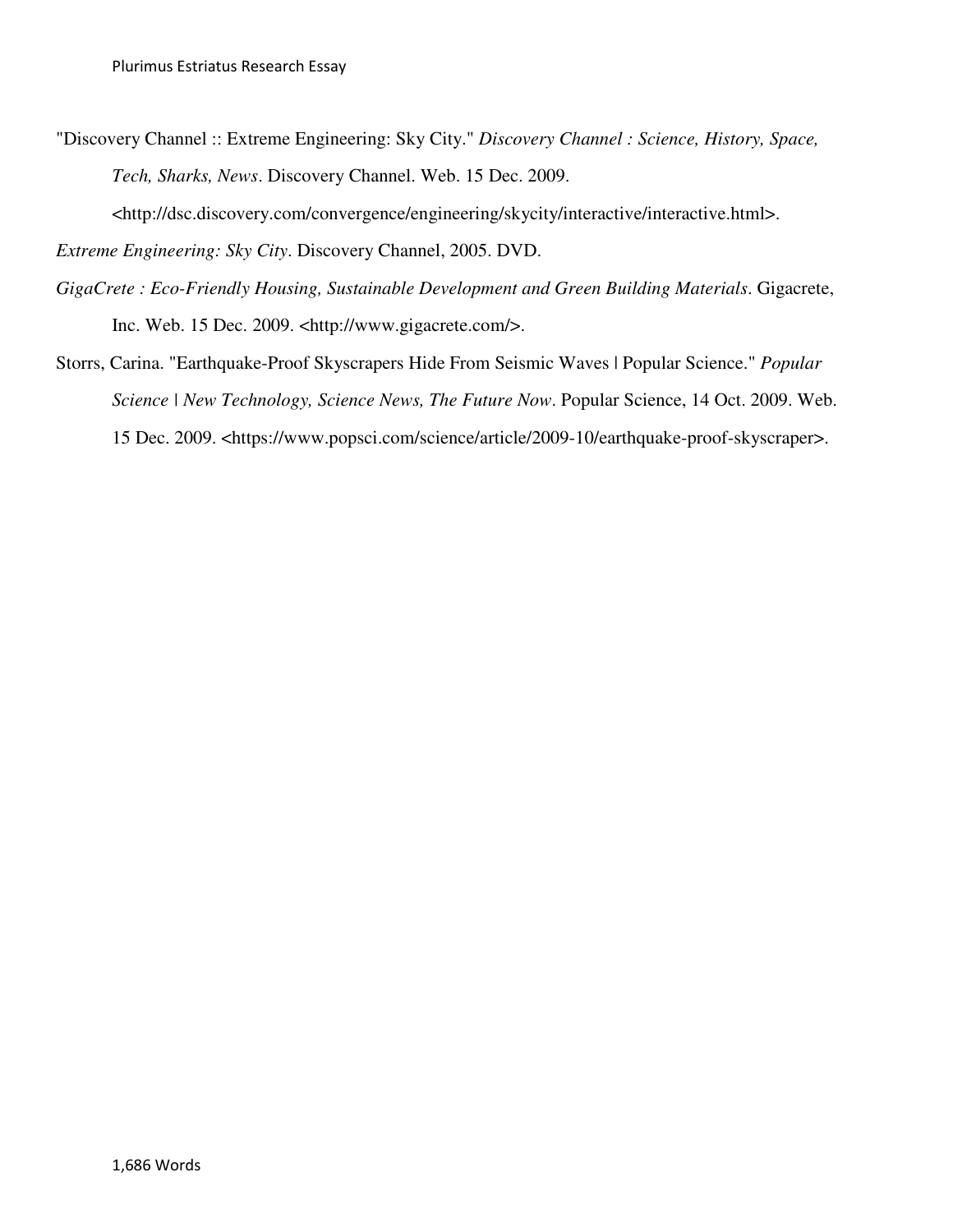"Discovery Channel :: Extreme Engineering: Sky City." *Discovery Channel : Science, History, Space, Tech, Sharks, News*. Discovery Channel. Web. 15 Dec. 2009. <http://dsc.discovery.com/convergence/engineering/skycity/interactive/interactive.html>.

*Extreme Engineering: Sky City*. Discovery Channel, 2005. DVD.

*GigaCrete : Eco-Friendly Housing, Sustainable Development and Green Building Materials*. Gigacrete, Inc. Web. 15 Dec. 2009. <http://www.gigacrete.com/>.

Storrs, Carina. "Earthquake-Proof Skyscrapers Hide From Seismic Waves | Popular Science." *Popular Science | New Technology, Science News, The Future Now*. Popular Science, 14 Oct. 2009. Web. 15 Dec. 2009. <https://www.popsci.com/science/article/2009-10/earthquake-proof-skyscraper>.

1,686 Words